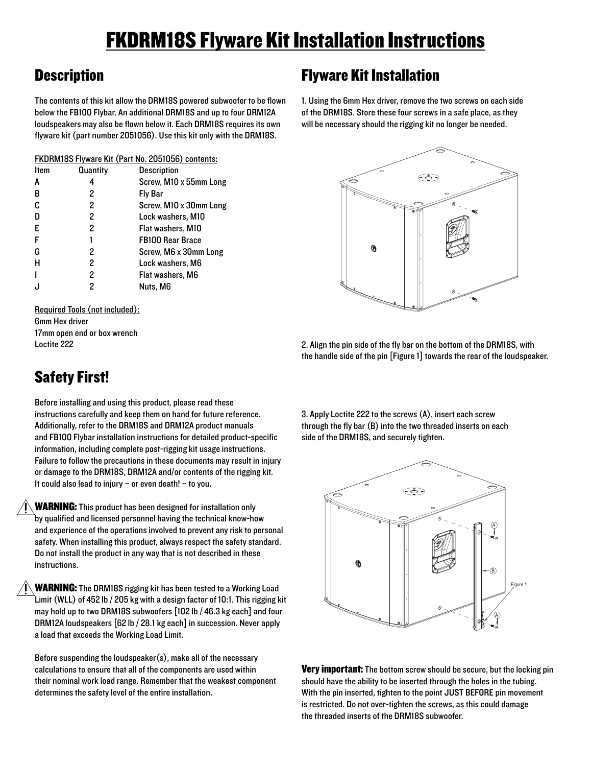# FKDRM18S Flyware Kit Installation Instructions

## Description

The contents of this kit allow the DRM18S powered subwoofer to be flown below the FB100 Flybar. An additional DRM18S and up to four DRM12A loudspeakers may also be flown below it. Each DRM18S requires its own flyware kit (part number 2051056). Use this kit only with the DRM18S.

FKDRM18S Flyware Kit (Part No. 2051056) contents:

| Item | Quantity | Description |
|---|---|---|
| A | 4 | Screw, M10 x 55mm Long |
| B | 2 | Fly Bar |
| C | 2 | Screw, M10 x 30mm Long |
| D | 2 | Lock washers, M10 |
| E | 2 | Flat washers, M10 |
| F | 1 | FB100 Rear Brace |
| G | 2 | Screw, M6 x 30mm Long |
| H | 2 | Lock washers, M6 |
| I | 2 | Flat washers, M6 |
| J | 2 | Nuts, M6 |

Required Tools (not included):
6mm Hex driver
17mm open end or box wrench
Loctite 222

## Safety First!

Before installing and using this product, please read these instructions carefully and keep them on hand for future reference. Additionally, refer to the DRM18S and DRM12A product manuals and FB100 Flybar installation instructions for detailed product-specific information, including complete post-rigging kit usage instructions. Failure to follow the precautions in these documents may result in injury or damage to the DRM18S, DRM12A and/or contents of the rigging kit. It could also lead to injury – or even death! – to you.

**WARNING:** This product has been designed for installation only by qualified and licensed personnel having the technical know-how and experience of the operations involved to prevent any risk to personal safety. When installing this product, always respect the safety standard. Do not install the product in any way that is not described in these instructions.

**WARNING:** The DRM18S rigging kit has been tested to a Working Load Limit (WLL) of 452 lb / 205 kg with a design factor of 10:1. This rigging kit may hold up to two DRM18S subwoofers [102 lb / 46.3 kg each] and four DRM12A loudspeakers [62 lb / 28.1 kg each] in succession. Never apply a load that exceeds the Working Load Limit.

Before suspending the loudspeaker(s), make all of the necessary calculations to ensure that all of the components are used within their nominal work load range. Remember that the weakest component determines the safety level of the entire installation.

## Flyware Kit Installation

1. Using the 6mm Hex driver, remove the two screws on each side of the DRM18S. Store these four screws in a safe place, as they will be necessary should the rigging kit no longer be needed.

2. Align the pin side of the fly bar on the bottom of the DRM18S, with the handle side of the pin [Figure 1] towards the rear of the loudspeaker.

3. Apply Loctite 222 to the screws (A), insert each screw through the fly bar (B) into the two threaded inserts on each side of the DRM18S, and securely tighten.

Figure 1

**Very important:** The bottom screw should be secure, but the locking pin should have the ability to be inserted through the holes in the tubing. With the pin inserted, tighten to the point JUST BEFORE pin movement is restricted. Do not over-tighten the screws, as this could damage the threaded inserts of the DRM18S subwoofer.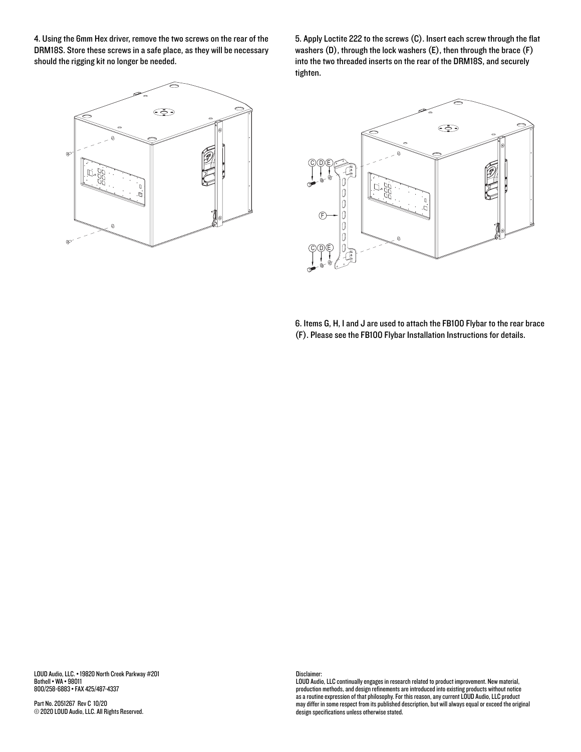4. Using the 6mm Hex driver, remove the two screws on the rear of the DRM18S. Store these screws in a safe place, as they will be necessary should the rigging kit no longer be needed.

5. Apply Loctite 222 to the screws (C). Insert each screw through the flat washers (D), through the lock washers (E), then through the brace (F) into the two threaded inserts on the rear of the DRM18S, and securely tighten.

C D E

F

C D E

6. Items G, H, I and J are used to attach the FB100 Flybar to the rear brace (F). Please see the FB100 Flybar Installation Instructions for details.

LOUD Audio, LLC. • 19820 North Creek Parkway #201
Bothell • WA • 98011
800/258-6883 • FAX 425/487-4337

Part No. 2051267 Rev C 10/20
© 2020 LOUD Audio, LLC. All Rights Reserved.

Disclaimer:
LOUD Audio, LLC continually engages in research related to product improvement. New material, production methods, and design refinements are introduced into existing products without notice as a routine expression of that philosophy. For this reason, any current LOUD Audio, LLC product may differ in some respect from its published description, but will always equal or exceed the original design specifications unless otherwise stated.